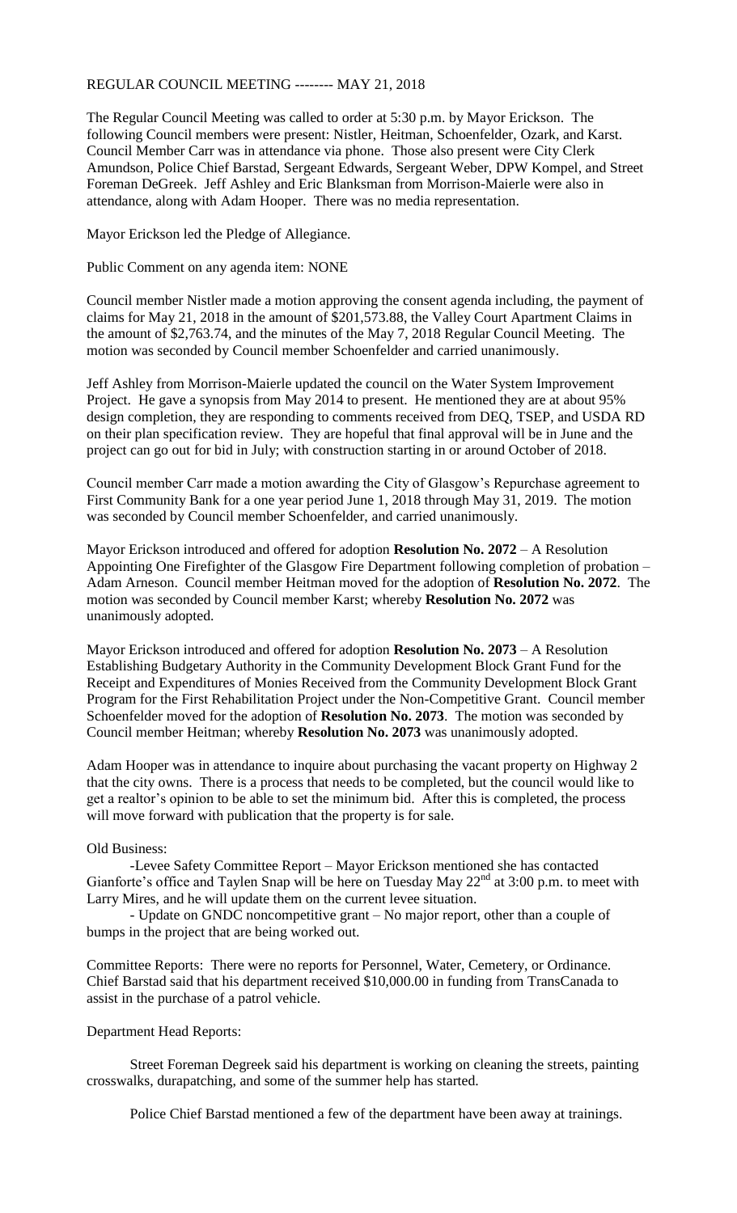REGULAR COUNCIL MEETING -------- MAY 21, 2018

The Regular Council Meeting was called to order at 5:30 p.m. by Mayor Erickson. The following Council members were present: Nistler, Heitman, Schoenfelder, Ozark, and Karst. Council Member Carr was in attendance via phone. Those also present were City Clerk Amundson, Police Chief Barstad, Sergeant Edwards, Sergeant Weber, DPW Kompel, and Street Foreman DeGreek. Jeff Ashley and Eric Blanksman from Morrison-Maierle were also in attendance, along with Adam Hooper. There was no media representation.

Mayor Erickson led the Pledge of Allegiance.

Public Comment on any agenda item: NONE

Council member Nistler made a motion approving the consent agenda including, the payment of claims for May 21, 2018 in the amount of $201,573.88, the Valley Court Apartment Claims in the amount of $2,763.74, and the minutes of the May 7, 2018 Regular Council Meeting. The motion was seconded by Council member Schoenfelder and carried unanimously.

Jeff Ashley from Morrison-Maierle updated the council on the Water System Improvement Project. He gave a synopsis from May 2014 to present. He mentioned they are at about 95% design completion, they are responding to comments received from DEQ, TSEP, and USDA RD on their plan specification review. They are hopeful that final approval will be in June and the project can go out for bid in July; with construction starting in or around October of 2018.

Council member Carr made a motion awarding the City of Glasgow's Repurchase agreement to First Community Bank for a one year period June 1, 2018 through May 31, 2019. The motion was seconded by Council member Schoenfelder, and carried unanimously.

Mayor Erickson introduced and offered for adoption **Resolution No. 2072** – A Resolution Appointing One Firefighter of the Glasgow Fire Department following completion of probation – Adam Arneson. Council member Heitman moved for the adoption of **Resolution No. 2072**. The motion was seconded by Council member Karst; whereby **Resolution No. 2072** was unanimously adopted.

Mayor Erickson introduced and offered for adoption **Resolution No. 2073** – A Resolution Establishing Budgetary Authority in the Community Development Block Grant Fund for the Receipt and Expenditures of Monies Received from the Community Development Block Grant Program for the First Rehabilitation Project under the Non-Competitive Grant. Council member Schoenfelder moved for the adoption of **Resolution No. 2073**. The motion was seconded by Council member Heitman; whereby **Resolution No. 2073** was unanimously adopted.

Adam Hooper was in attendance to inquire about purchasing the vacant property on Highway 2 that the city owns. There is a process that needs to be completed, but the council would like to get a realtor's opinion to be able to set the minimum bid. After this is completed, the process will move forward with publication that the property is for sale.

Old Business:

-Levee Safety Committee Report – Mayor Erickson mentioned she has contacted Gianforte's office and Taylen Snap will be here on Tuesday May 22nd at 3:00 p.m. to meet with Larry Mires, and he will update them on the current levee situation.

- Update on GNDC noncompetitive grant – No major report, other than a couple of bumps in the project that are being worked out.

Committee Reports: There were no reports for Personnel, Water, Cemetery, or Ordinance. Chief Barstad said that his department received $10,000.00 in funding from TransCanada to assist in the purchase of a patrol vehicle.

Department Head Reports:

Street Foreman Degreek said his department is working on cleaning the streets, painting crosswalks, durapatching, and some of the summer help has started.

Police Chief Barstad mentioned a few of the department have been away at trainings.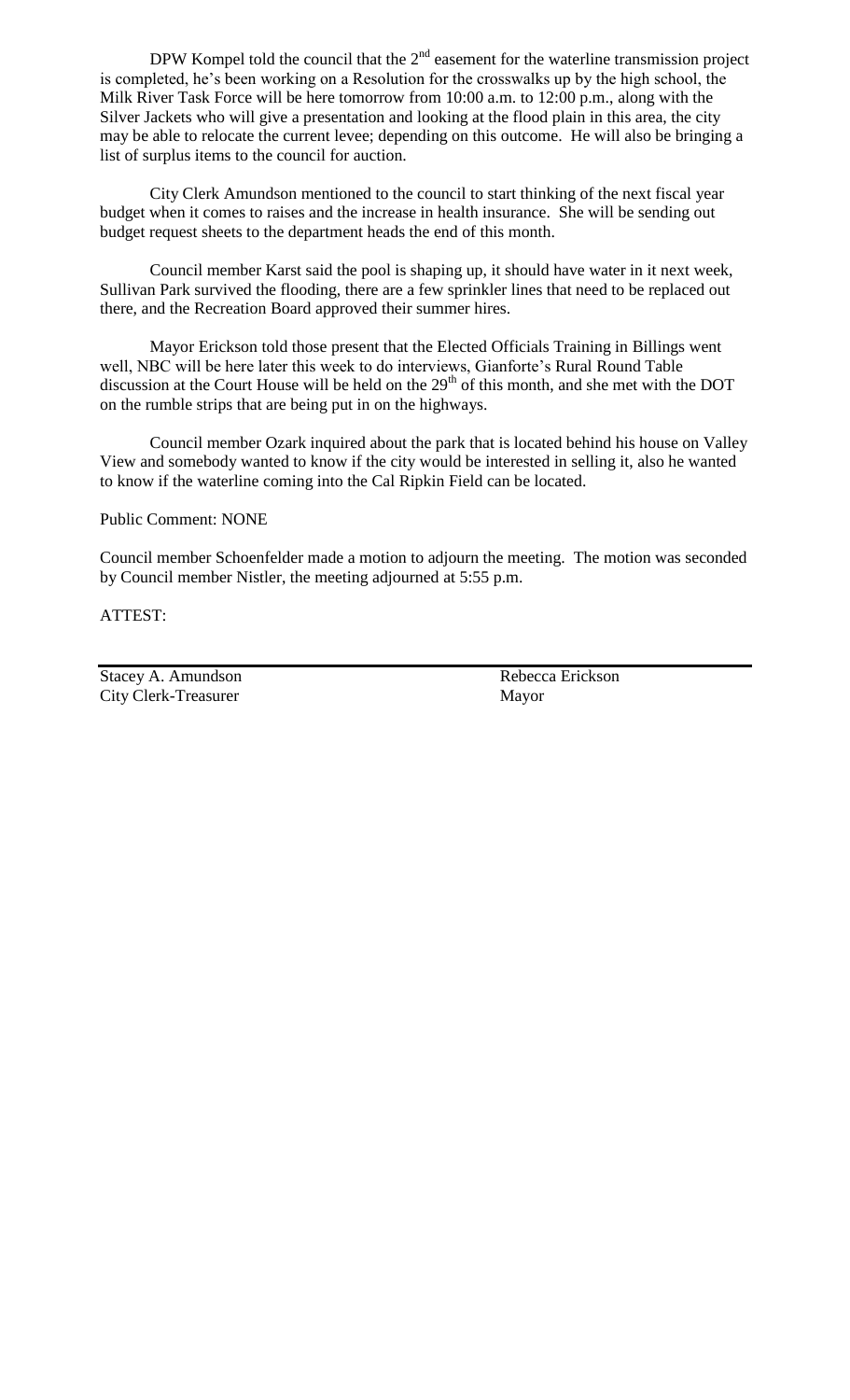DPW Kompel told the council that the 2nd easement for the waterline transmission project is completed, he's been working on a Resolution for the crosswalks up by the high school, the Milk River Task Force will be here tomorrow from 10:00 a.m. to 12:00 p.m., along with the Silver Jackets who will give a presentation and looking at the flood plain in this area, the city may be able to relocate the current levee; depending on this outcome. He will also be bringing a list of surplus items to the council for auction.

City Clerk Amundson mentioned to the council to start thinking of the next fiscal year budget when it comes to raises and the increase in health insurance. She will be sending out budget request sheets to the department heads the end of this month.

Council member Karst said the pool is shaping up, it should have water in it next week, Sullivan Park survived the flooding, there are a few sprinkler lines that need to be replaced out there, and the Recreation Board approved their summer hires.

Mayor Erickson told those present that the Elected Officials Training in Billings went well, NBC will be here later this week to do interviews, Gianforte's Rural Round Table discussion at the Court House will be held on the 29th of this month, and she met with the DOT on the rumble strips that are being put in on the highways.

Council member Ozark inquired about the park that is located behind his house on Valley View and somebody wanted to know if the city would be interested in selling it, also he wanted to know if the waterline coming into the Cal Ripkin Field can be located.

Public Comment: NONE

Council member Schoenfelder made a motion to adjourn the meeting. The motion was seconded by Council member Nistler, the meeting adjourned at 5:55 p.m.

ATTEST:

Stacey A. Amundson
City Clerk-Treasurer

Rebecca Erickson
Mayor